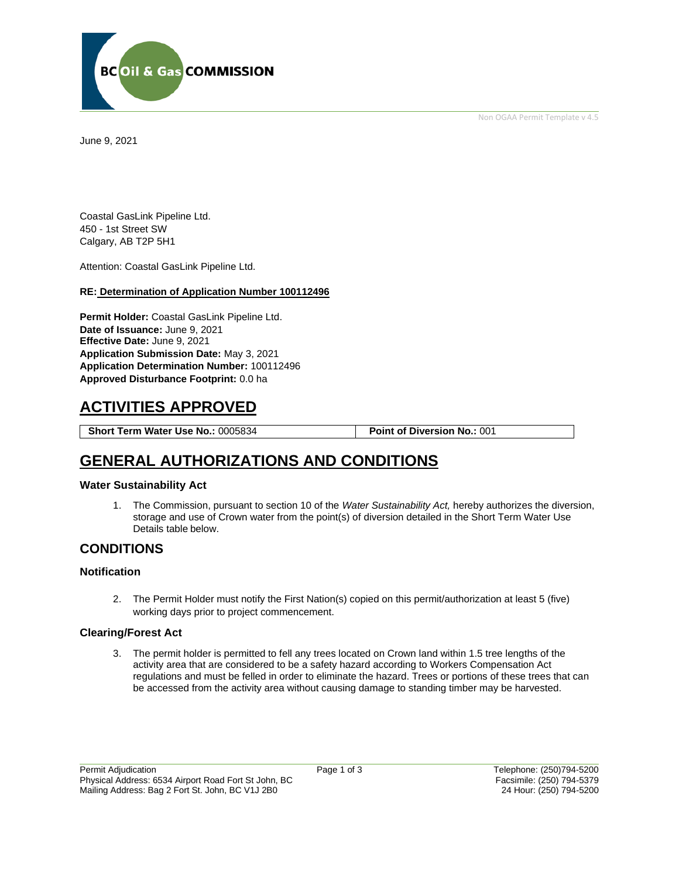Non OGAA Permit Template v 4.5

June 9, 2021

Coastal GasLink Pipeline Ltd.
450 - 1st Street SW
Calgary, AB T2P 5H1

Attention: Coastal GasLink Pipeline Ltd.

**RE: Determination of Application Number 100112496**

**Permit Holder:** Coastal GasLink Pipeline Ltd.
**Date of Issuance:** June 9, 2021
**Effective Date:** June 9, 2021
**Application Submission Date:** May 3, 2021
**Application Determination Number:** 100112496
**Approved Disturbance Footprint:** 0.0 ha

# ACTIVITIES APPROVED

| **Short Term Water Use No.:** 0005834 | **Point of Diversion No.:** 001 |
|---|---|

# GENERAL AUTHORIZATIONS AND CONDITIONS

### Water Sustainability Act

1. The Commission, pursuant to section 10 of the *Water Sustainability Act,* hereby authorizes the diversion, storage and use of Crown water from the point(s) of diversion detailed in the Short Term Water Use Details table below.

## CONDITIONS

### Notification

2. The Permit Holder must notify the First Nation(s) copied on this permit/authorization at least 5 (five) working days prior to project commencement.

### Clearing/Forest Act

3. The permit holder is permitted to fell any trees located on Crown land within 1.5 tree lengths of the activity area that are considered to be a safety hazard according to Workers Compensation Act regulations and must be felled in order to eliminate the hazard. Trees or portions of these trees that can be accessed from the activity area without causing damage to standing timber may be harvested.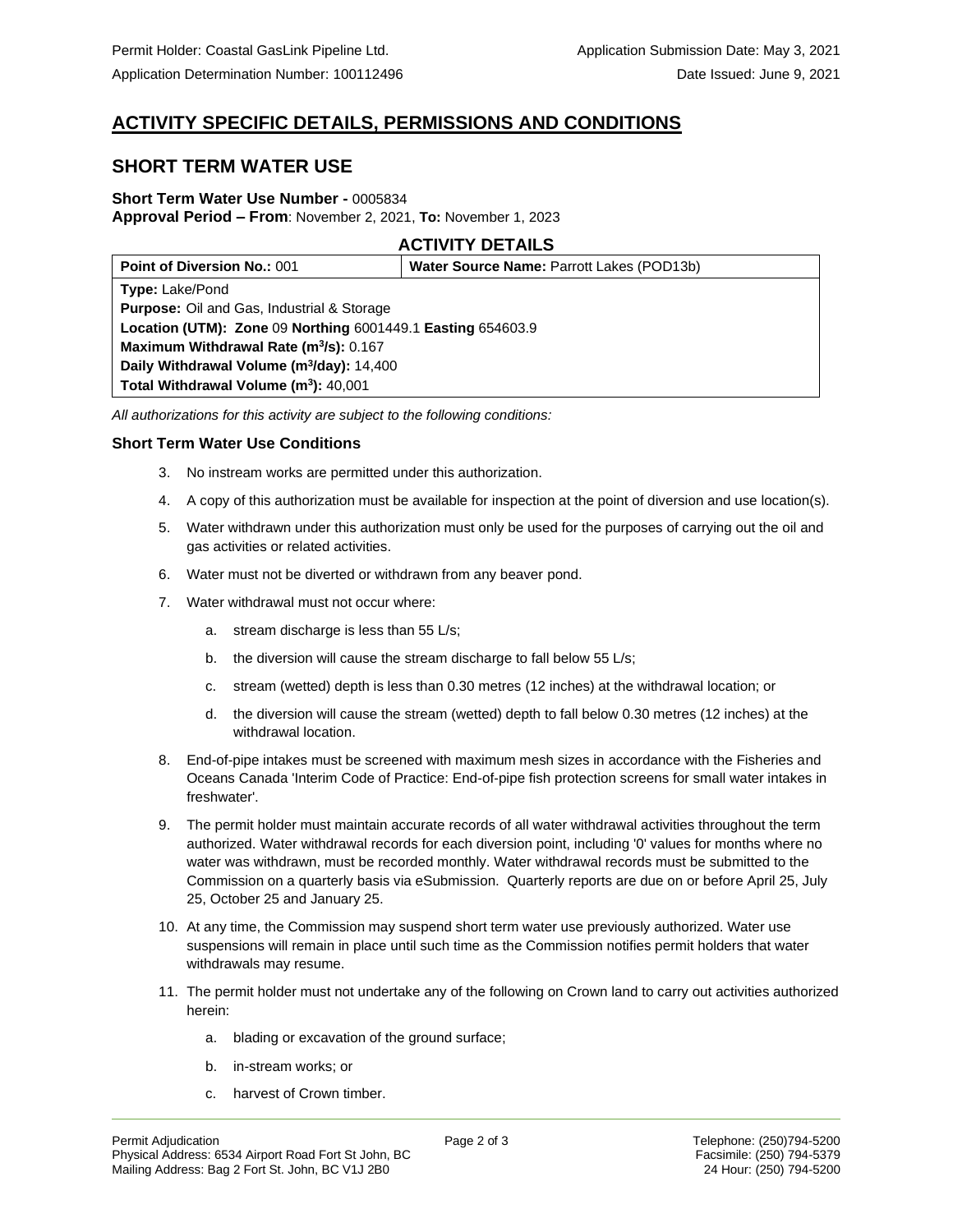Permit Holder: Coastal GasLink Pipeline Ltd. Application Submission Date: May 3, 2021

Application Determination Number: 100112496 Date Issued: June 9, 2021

# ACTIVITY SPECIFIC DETAILS, PERMISSIONS AND CONDITIONS

## SHORT TERM WATER USE

**Short Term Water Use Number -** 0005834
**Approval Period – From**: November 2, 2021, **To:** November 1, 2023

### ACTIVITY DETAILS

| **Point of Diversion No.:** 001 | **Water Source Name:** Parrott Lakes (POD13b) |
|---|---|
| **Type:** Lake/Pond | |
| **Purpose:** Oil and Gas, Industrial & Storage | |
| **Location (UTM): Zone** 09 **Northing** 6001449.1 **Easting** 654603.9 | |
| **Maximum Withdrawal Rate ($m^3$/s):** 0.167 | |
| **Daily Withdrawal Volume ($m^3$/day):** 14,400 | |
| **Total Withdrawal Volume ($m^3$):** 40,001 | |

*All authorizations for this activity are subject to the following conditions:*

### Short Term Water Use Conditions

3. No instream works are permitted under this authorization.
4. A copy of this authorization must be available for inspection at the point of diversion and use location(s).
5. Water withdrawn under this authorization must only be used for the purposes of carrying out the oil and gas activities or related activities.
6. Water must not be diverted or withdrawn from any beaver pond.
7. Water withdrawal must not occur where:
    a. stream discharge is less than 55 L/s;
    b. the diversion will cause the stream discharge to fall below 55 L/s;
    c. stream (wetted) depth is less than 0.30 metres (12 inches) at the withdrawal location; or
    d. the diversion will cause the stream (wetted) depth to fall below 0.30 metres (12 inches) at the withdrawal location.
8. End-of-pipe intakes must be screened with maximum mesh sizes in accordance with the Fisheries and Oceans Canada 'Interim Code of Practice: End-of-pipe fish protection screens for small water intakes in freshwater'.
9. The permit holder must maintain accurate records of all water withdrawal activities throughout the term authorized. Water withdrawal records for each diversion point, including '0' values for months where no water was withdrawn, must be recorded monthly. Water withdrawal records must be submitted to the Commission on a quarterly basis via eSubmission. Quarterly reports are due on or before April 25, July 25, October 25 and January 25.
10. At any time, the Commission may suspend short term water use previously authorized. Water use suspensions will remain in place until such time as the Commission notifies permit holders that water withdrawals may resume.
11. The permit holder must not undertake any of the following on Crown land to carry out activities authorized herein:
    a. blading or excavation of the ground surface;
    b. in-stream works; or
    c. harvest of Crown timber.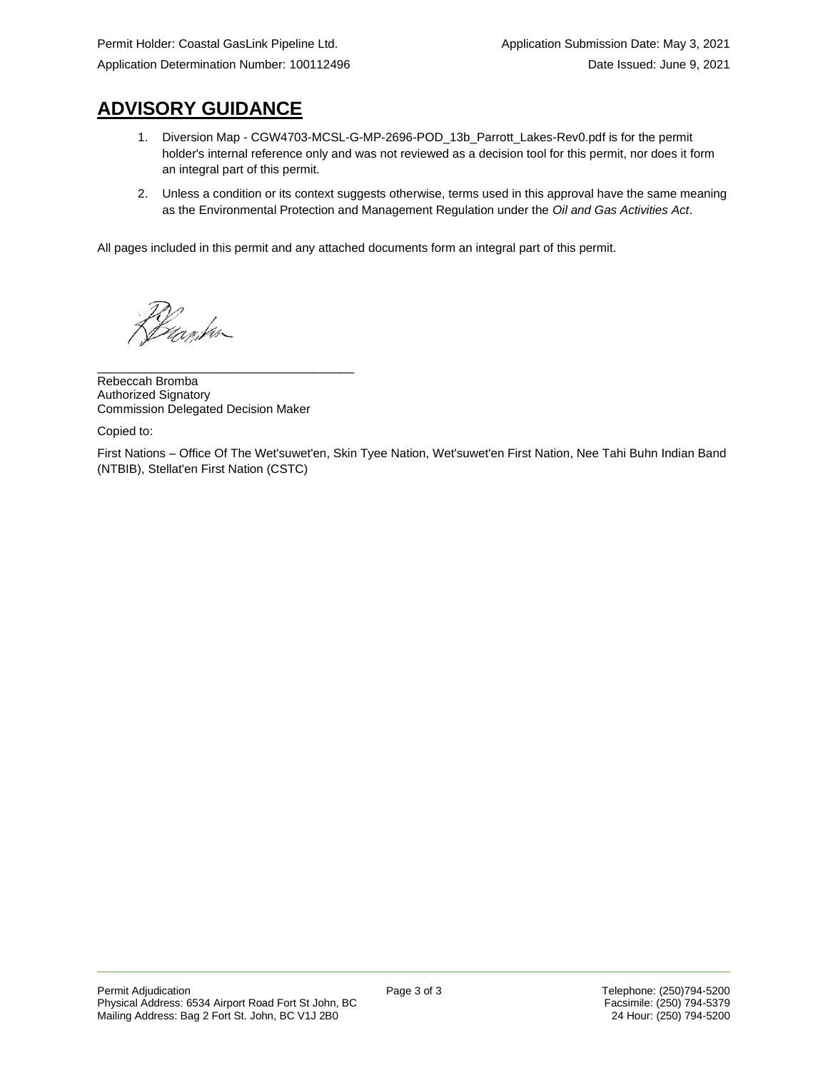## ADVISORY GUIDANCE

1. Diversion Map - CGW4703-MCSL-G-MP-2696-POD_13b_Parrott_Lakes-Rev0.pdf is for the permit holder's internal reference only and was not reviewed as a decision tool for this permit, nor does it form an integral part of this permit.
2. Unless a condition or its context suggests otherwise, terms used in this approval have the same meaning as the Environmental Protection and Management Regulation under the *Oil and Gas Activities Act*.

All pages included in this permit and any attached documents form an integral part of this permit.

_______________________________________

Rebeccah Bromba
Authorized Signatory
Commission Delegated Decision Maker

Copied to:

First Nations – Office Of The Wet'suwet'en, Skin Tyee Nation, Wet'suwet'en First Nation, Nee Tahi Buhn Indian Band (NTBIB), Stellat'en First Nation (CSTC)